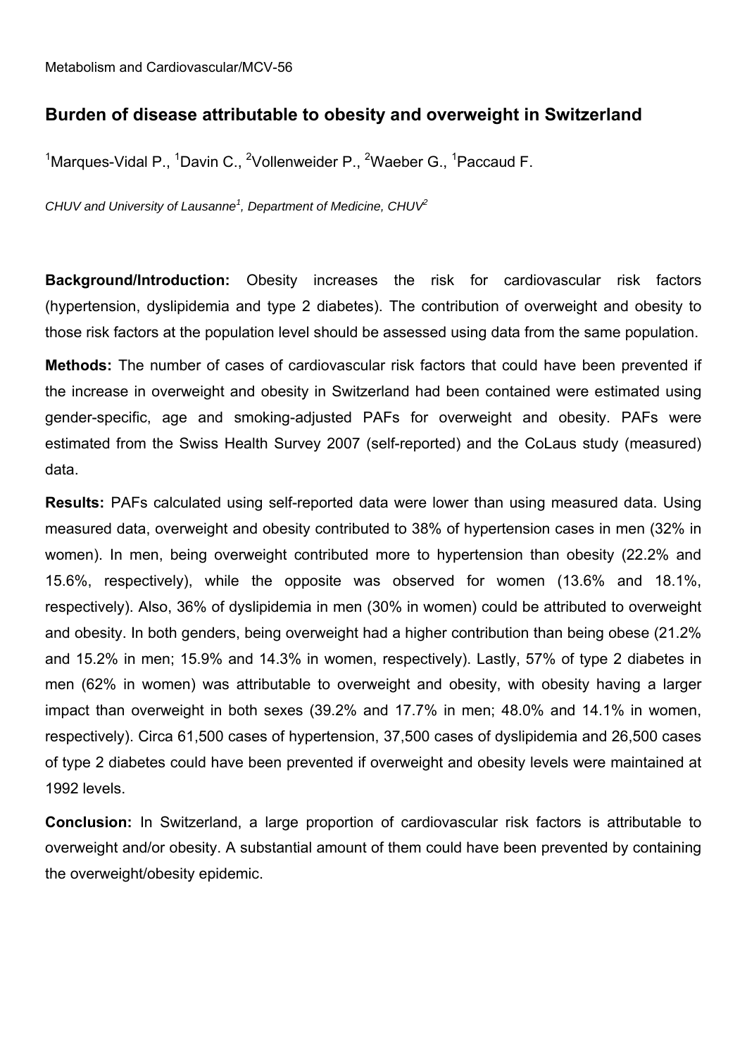Metabolism and Cardiovascular/MCV-56

## Burden of disease attributable to obesity and overweight in Switzerland

[1]Marques-Vidal P., [1]Davin C., [2]Vollenweider P., [2]Waeber G., [1]Paccaud F.

*CHUV and University of Lausanne[1], Department of Medicine, CHUV[2]*

**Background/Introduction:** Obesity increases the risk for cardiovascular risk factors (hypertension, dyslipidemia and type 2 diabetes). The contribution of overweight and obesity to those risk factors at the population level should be assessed using data from the same population.

**Methods:** The number of cases of cardiovascular risk factors that could have been prevented if the increase in overweight and obesity in Switzerland had been contained were estimated using gender-specific, age and smoking-adjusted PAFs for overweight and obesity. PAFs were estimated from the Swiss Health Survey 2007 (self-reported) and the CoLaus study (measured) data.

**Results:** PAFs calculated using self-reported data were lower than using measured data. Using measured data, overweight and obesity contributed to 38% of hypertension cases in men (32% in women). In men, being overweight contributed more to hypertension than obesity (22.2% and 15.6%, respectively), while the opposite was observed for women (13.6% and 18.1%, respectively). Also, 36% of dyslipidemia in men (30% in women) could be attributed to overweight and obesity. In both genders, being overweight had a higher contribution than being obese (21.2% and 15.2% in men; 15.9% and 14.3% in women, respectively). Lastly, 57% of type 2 diabetes in men (62% in women) was attributable to overweight and obesity, with obesity having a larger impact than overweight in both sexes (39.2% and 17.7% in men; 48.0% and 14.1% in women, respectively). Circa 61,500 cases of hypertension, 37,500 cases of dyslipidemia and 26,500 cases of type 2 diabetes could have been prevented if overweight and obesity levels were maintained at 1992 levels.

**Conclusion:** In Switzerland, a large proportion of cardiovascular risk factors is attributable to overweight and/or obesity. A substantial amount of them could have been prevented by containing the overweight/obesity epidemic.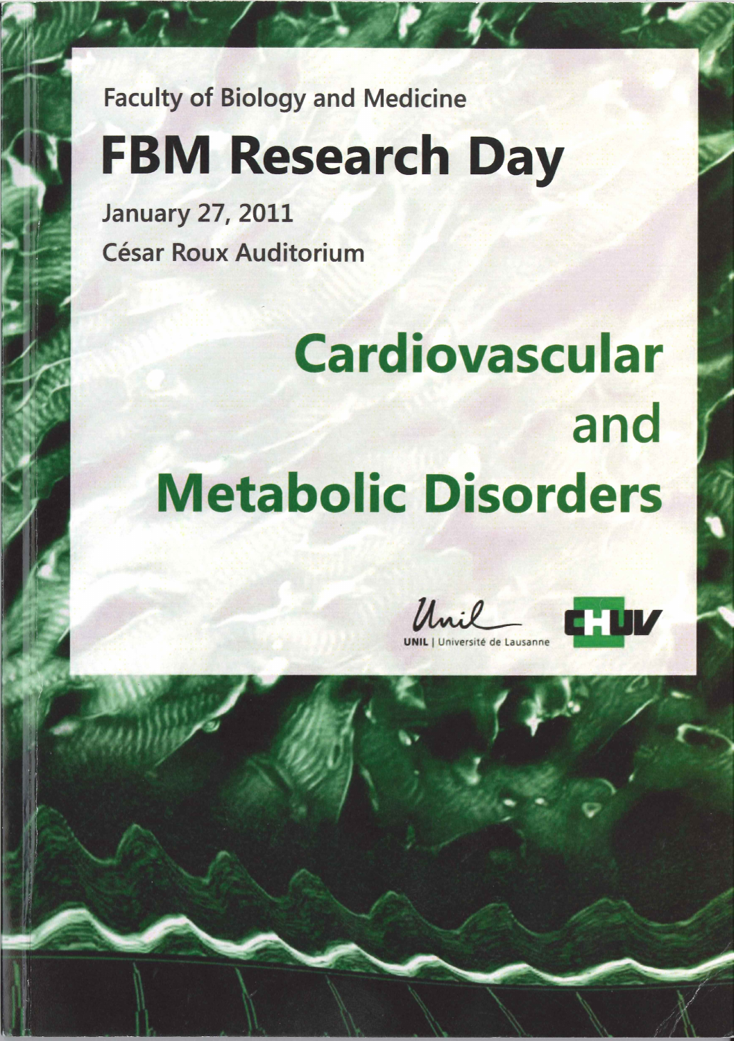Faculty of Biology and Medicine

# FBM Research Day

January 27, 2011

César Roux Auditorium

## Cardiovascular and Metabolic Disorders

UNIL | Université de Lausanne

CHUV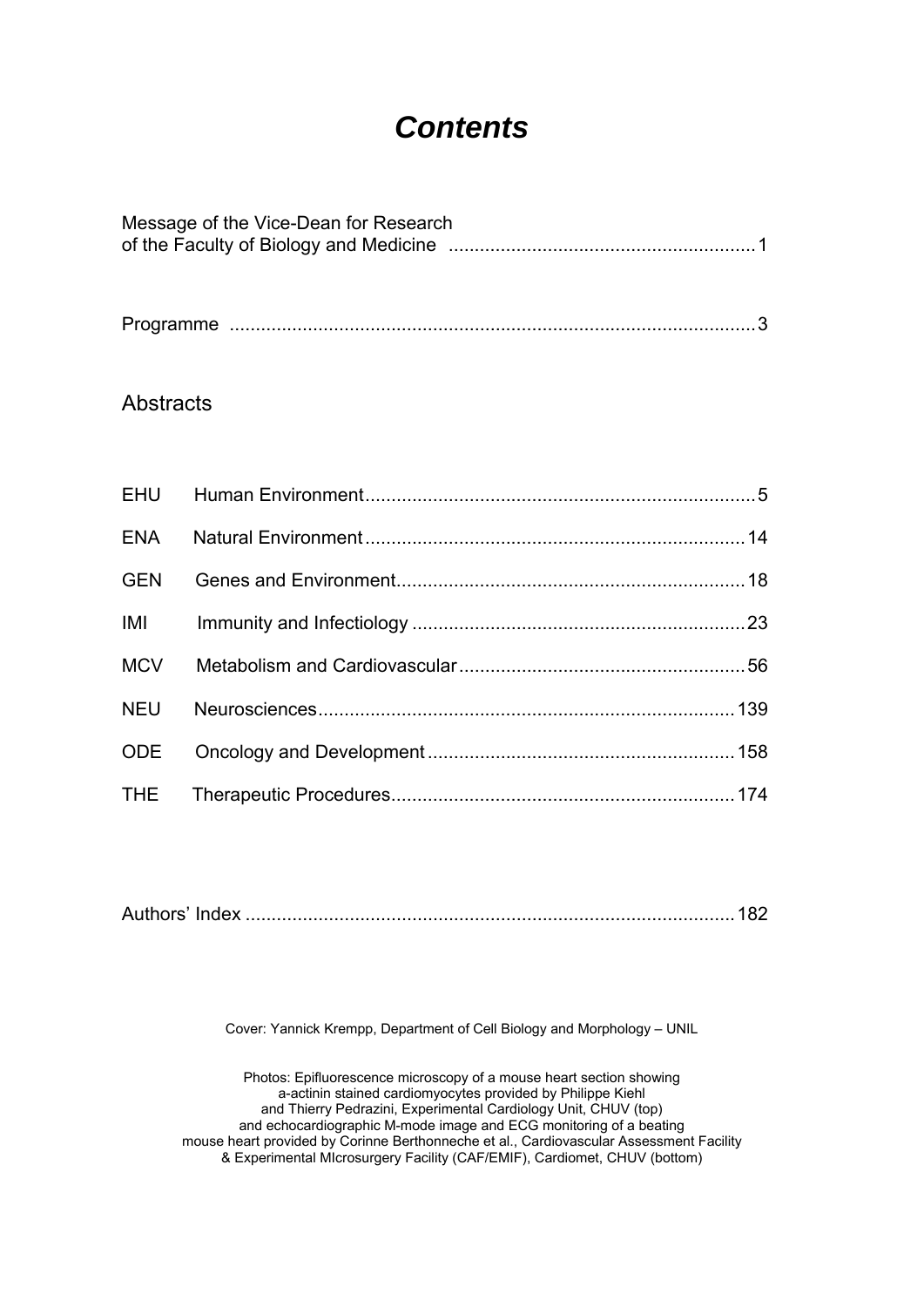# *Contents*

Message of the Vice-Dean for Research of the Faculty of Biology and Medicine .......... 1

Programme .......... 3

## Abstracts

| | | |
|---|---|---|
| EHU | Human Environment | 5 |
| ENA | Natural Environment | 14 |
| GEN | Genes and Environment | 18 |
| IMI | Immunity and Infectiology | 23 |
| MCV | Metabolism and Cardiovascular | 56 |
| NEU | Neurosciences | 139 |
| ODE | Oncology and Development | 158 |
| THE | Therapeutic Procedures | 174 |

Authors' Index .......... 182

Cover: Yannick Krempp, Department of Cell Biology and Morphology – UNIL

Photos: Epifluorescence microscopy of a mouse heart section showing a-actinin stained cardiomyocytes provided by Philippe Kiehl and Thierry Pedrazini, Experimental Cardiology Unit, CHUV (top) and echocardiographic M-mode image and ECG monitoring of a beating mouse heart provided by Corinne Berthonneche et al., Cardiovascular Assessment Facility & Experimental MIcrosurgery Facility (CAF/EMIF), Cardiomet, CHUV (bottom)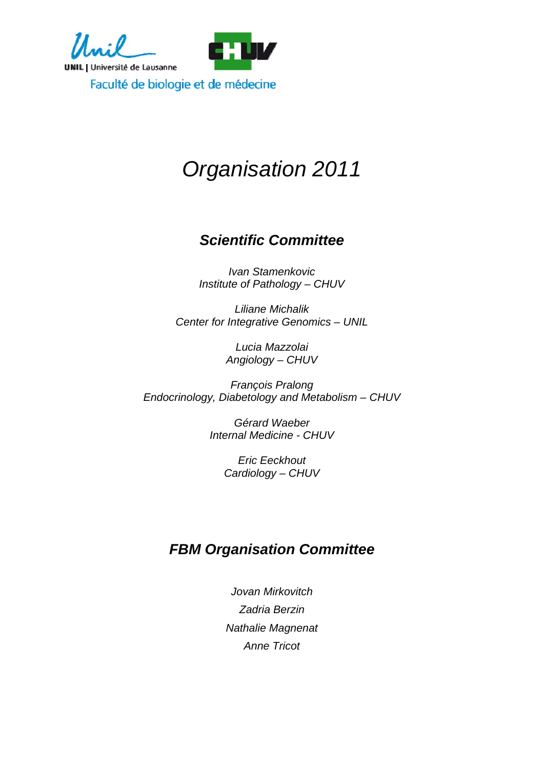UNIL | Université de Lausanne

Faculté de biologie et de médecine

# *Organisation 2011*

## ***Scientific Committee***

*Ivan Stamenkovic*
*Institute of Pathology – CHUV*

*Liliane Michalik*
*Center for Integrative Genomics – UNIL*

*Lucia Mazzolai*
*Angiology – CHUV*

*François Pralong*
*Endocrinology, Diabetology and Metabolism – CHUV*

*Gérard Waeber*
*Internal Medicine - CHUV*

*Eric Eeckhout*
*Cardiology – CHUV*

## ***FBM Organisation Committee***

*Jovan Mirkovitch*

*Zadria Berzin*

*Nathalie Magnenat*

*Anne Tricot*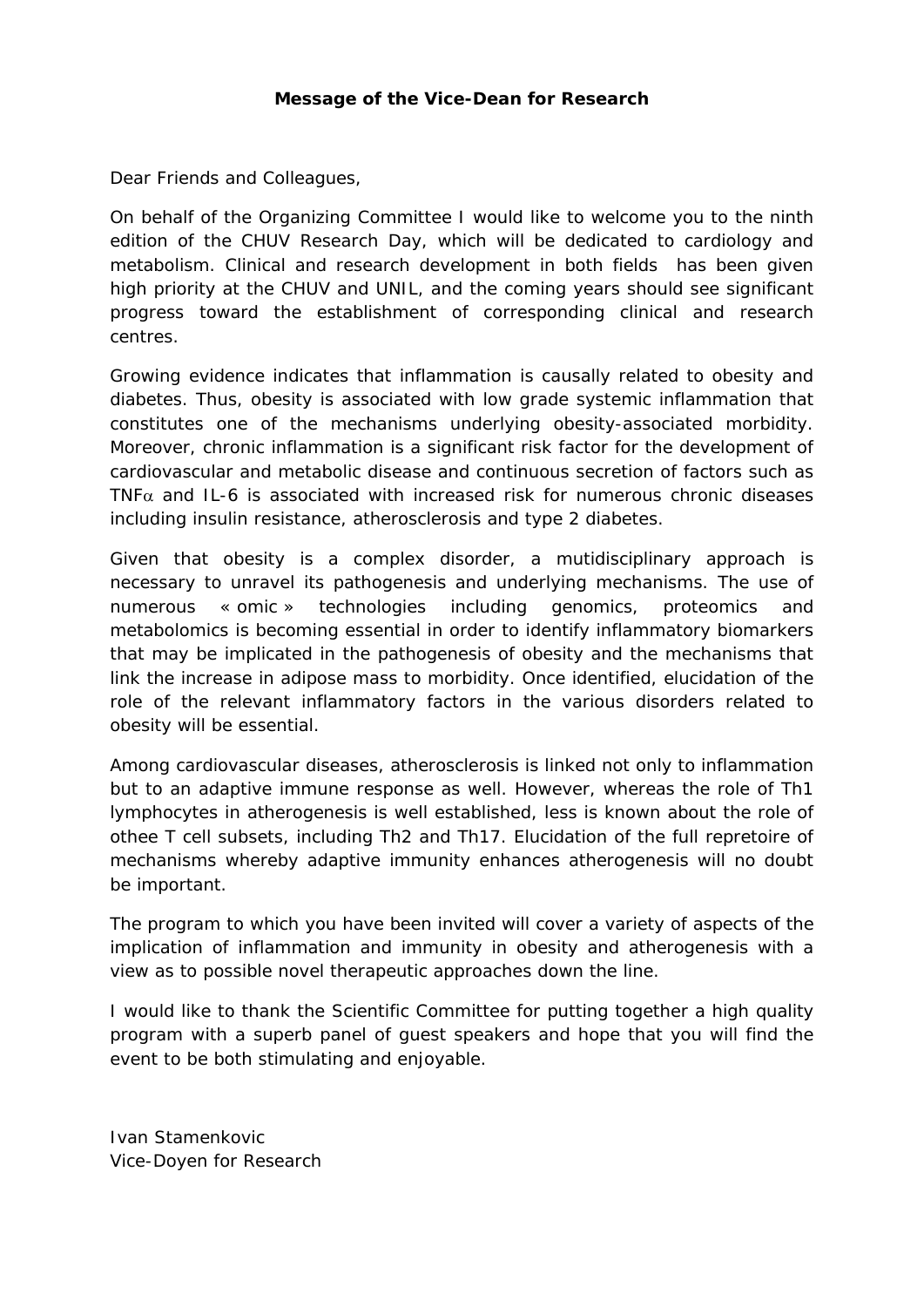**Message of the Vice-Dean for Research**

Dear Friends and Colleagues,

On behalf of the Organizing Committee I would like to welcome you to the ninth edition of the CHUV Research Day, which will be dedicated to cardiology and metabolism. Clinical and research development in both fields has been given high priority at the CHUV and UNIL, and the coming years should see significant progress toward the establishment of corresponding clinical and research centres.

Growing evidence indicates that inflammation is causally related to obesity and diabetes. Thus, obesity is associated with low grade systemic inflammation that constitutes one of the mechanisms underlying obesity-associated morbidity. Moreover, chronic inflammation is a significant risk factor for the development of cardiovascular and metabolic disease and continuous secretion of factors such as $TNF\alpha$ and IL-6 is associated with increased risk for numerous chronic diseases including insulin resistance, atherosclerosis and type 2 diabetes.

Given that obesity is a complex disorder, a mutidisciplinary approach is necessary to unravel its pathogenesis and underlying mechanisms. The use of numerous « omic » technologies including genomics, proteomics and metabolomics is becoming essential in order to identify inflammatory biomarkers that may be implicated in the pathogenesis of obesity and the mechanisms that link the increase in adipose mass to morbidity. Once identified, elucidation of the role of the relevant inflammatory factors in the various disorders related to obesity will be essential.

Among cardiovascular diseases, atherosclerosis is linked not only to inflammation but to an adaptive immune response as well. However, whereas the role of Th1 lymphocytes in atherogenesis is well established, less is known about the role of othee T cell subsets, including Th2 and Th17. Elucidation of the full repretoire of mechanisms whereby adaptive immunity enhances atherogenesis will no doubt be important.

The program to which you have been invited will cover a variety of aspects of the implication of inflammation and immunity in obesity and atherogenesis with a view as to possible novel therapeutic approaches down the line.

I would like to thank the Scientific Committee for putting together a high quality program with a superb panel of guest speakers and hope that you will find the event to be both stimulating and enjoyable.

Ivan Stamenkovic
Vice-Doyen for Research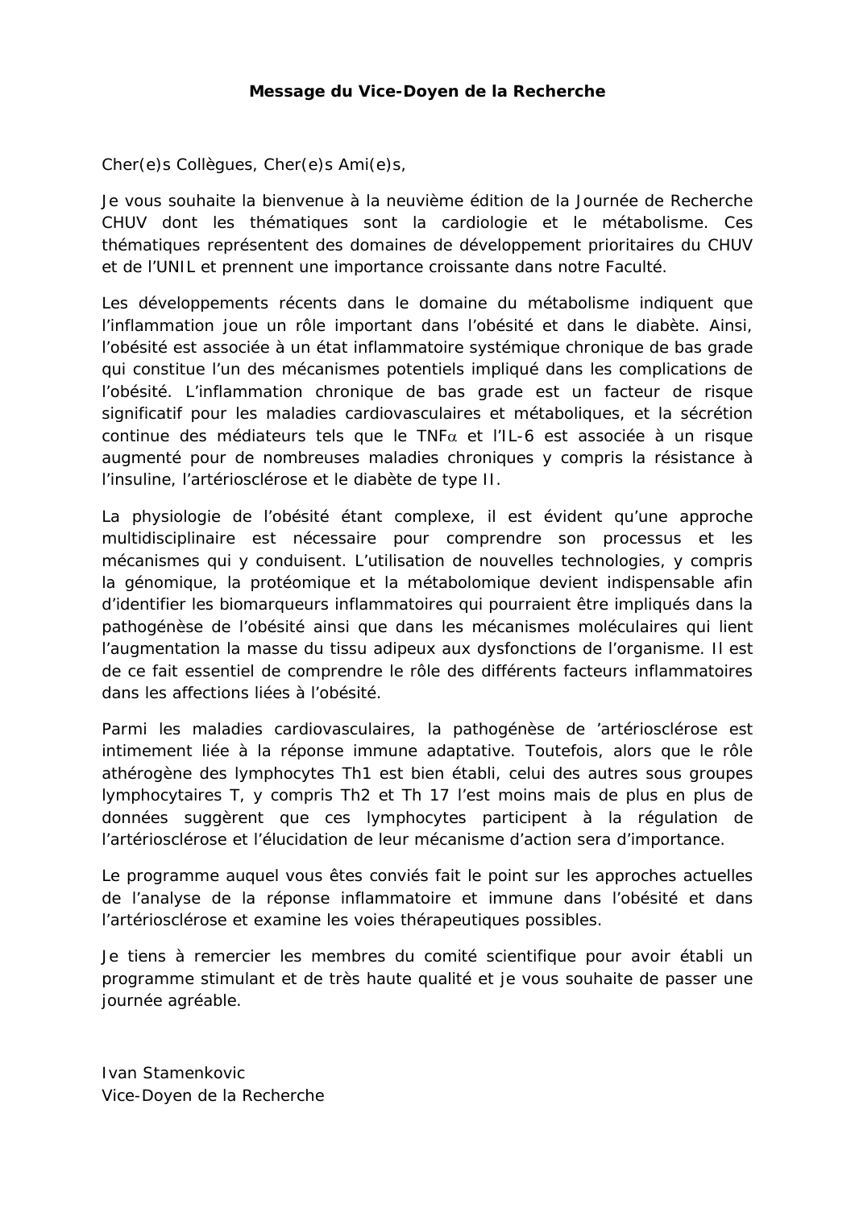**Message du Vice-Doyen de la Recherche**

Cher(e)s Collègues, Cher(e)s Ami(e)s,

Je vous souhaite la bienvenue à la neuvième édition de la Journée de Recherche CHUV dont les thématiques sont la cardiologie et le métabolisme. Ces thématiques représentent des domaines de développement prioritaires du CHUV et de l'UNIL et prennent une importance croissante dans notre Faculté.

Les développements récents dans le domaine du métabolisme indiquent que l'inflammation joue un rôle important dans l'obésité et dans le diabète. Ainsi, l'obésité est associée à un état inflammatoire systémique chronique de bas grade qui constitue l'un des mécanismes potentiels impliqué dans les complications de l'obésité. L'inflammation chronique de bas grade est un facteur de risque significatif pour les maladies cardiovasculaires et métaboliques, et la sécrétion continue des médiateurs tels que le TNF$\alpha$ et l'IL-6 est associée à un risque augmenté pour de nombreuses maladies chroniques y compris la résistance à l'insuline, l'artériosclérose et le diabète de type II.

La physiologie de l'obésité étant complexe, il est évident qu'une approche multidisciplinaire est nécessaire pour comprendre son processus et les mécanismes qui y conduisent. L'utilisation de nouvelles technologies, y compris la génomique, la protéomique et la métabolomique devient indispensable afin d'identifier les biomarqueurs inflammatoires qui pourraient être impliqués dans la pathogénèse de l'obésité ainsi que dans les mécanismes moléculaires qui lient l'augmentation la masse du tissu adipeux aux dysfonctions de l'organisme. Il est de ce fait essentiel de comprendre le rôle des différents facteurs inflammatoires dans les affections liées à l'obésité.

Parmi les maladies cardiovasculaires, la pathogénèse de 'artériosclérose est intimement liée à la réponse immune adaptative. Toutefois, alors que le rôle athérogène des lymphocytes Th1 est bien établi, celui des autres sous groupes lymphocytaires T, y compris Th2 et Th 17 l'est moins mais de plus en plus de données suggèrent que ces lymphocytes participent à la régulation de l'artériosclérose et l'élucidation de leur mécanisme d'action sera d'importance.

Le programme auquel vous êtes conviés fait le point sur les approches actuelles de l'analyse de la réponse inflammatoire et immune dans l'obésité et dans l'artériosclérose et examine les voies thérapeutiques possibles.

Je tiens à remercier les membres du comité scientifique pour avoir établi un programme stimulant et de très haute qualité et je vous souhaite de passer une journée agréable.

Ivan Stamenkovic
Vice-Doyen de la Recherche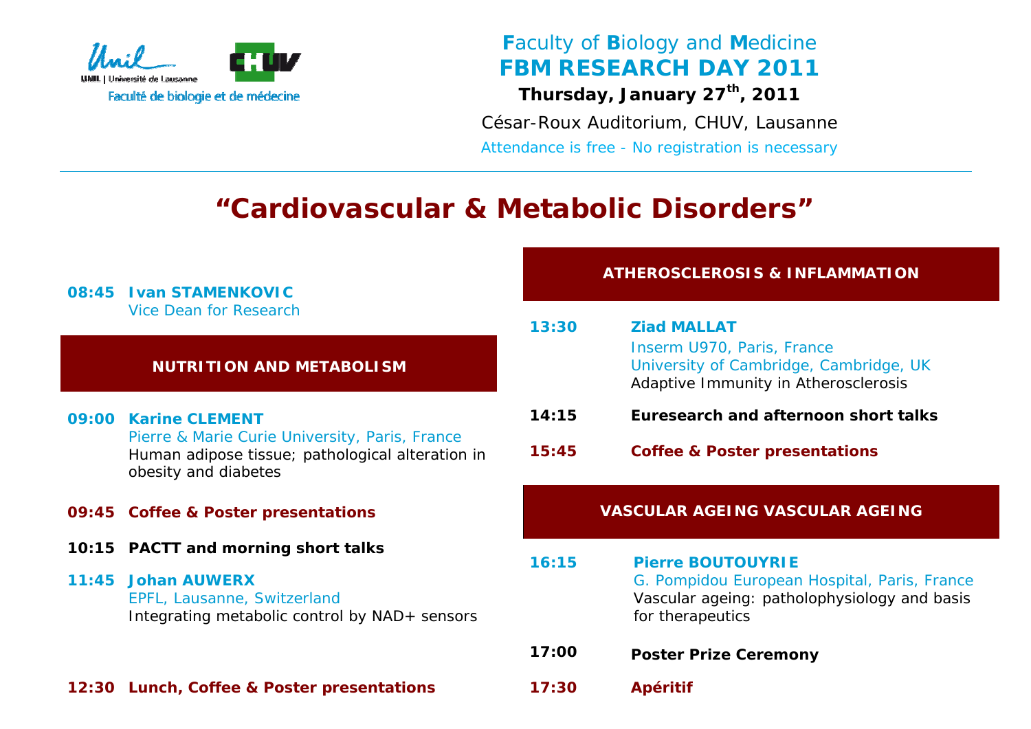Unil | Université de Lausanne

Faculté de biologie et de médecine

CHUV

**F**aculty of **B**iology and **M**edicine

# FBM RESEARCH DAY 2011

**Thursday, January 27th, 2011**

César-Roux Auditorium, CHUV, Lausanne

Attendance is free - No registration is necessary

---

# "Cardiovascular & Metabolic Disorders"

**08:45 Ivan STAMENKOVIC**
Vice Dean for Research

## NUTRITION AND METABOLISM

**09:00 Karine CLEMENT**
Pierre & Marie Curie University, Paris, France
Human adipose tissue; pathological alteration in obesity and diabetes

**09:45 Coffee & Poster presentations**

**10:15 PACTT and morning short talks**

**11:45 Johan AUWERX**
EPFL, Lausanne, Switzerland
Integrating metabolic control by NAD+ sensors

**12:30 Lunch, Coffee & Poster presentations**

## ATHEROSCLEROSIS & INFLAMMATION

**13:30 Ziad MALLAT**
Inserm U970, Paris, France
University of Cambridge, Cambridge, UK
Adaptive Immunity in Atherosclerosis

**14:15 Euresearch and afternoon short talks**

**15:45 Coffee & Poster presentations**

## VASCULAR AGEING VASCULAR AGEING

**16:15 Pierre BOUTOUYRIE**
G. Pompidou European Hospital, Paris, France
Vascular ageing: patholophysiology and basis for therapeutics

**17:00 Poster Prize Ceremony**

**17:30 Apéritif**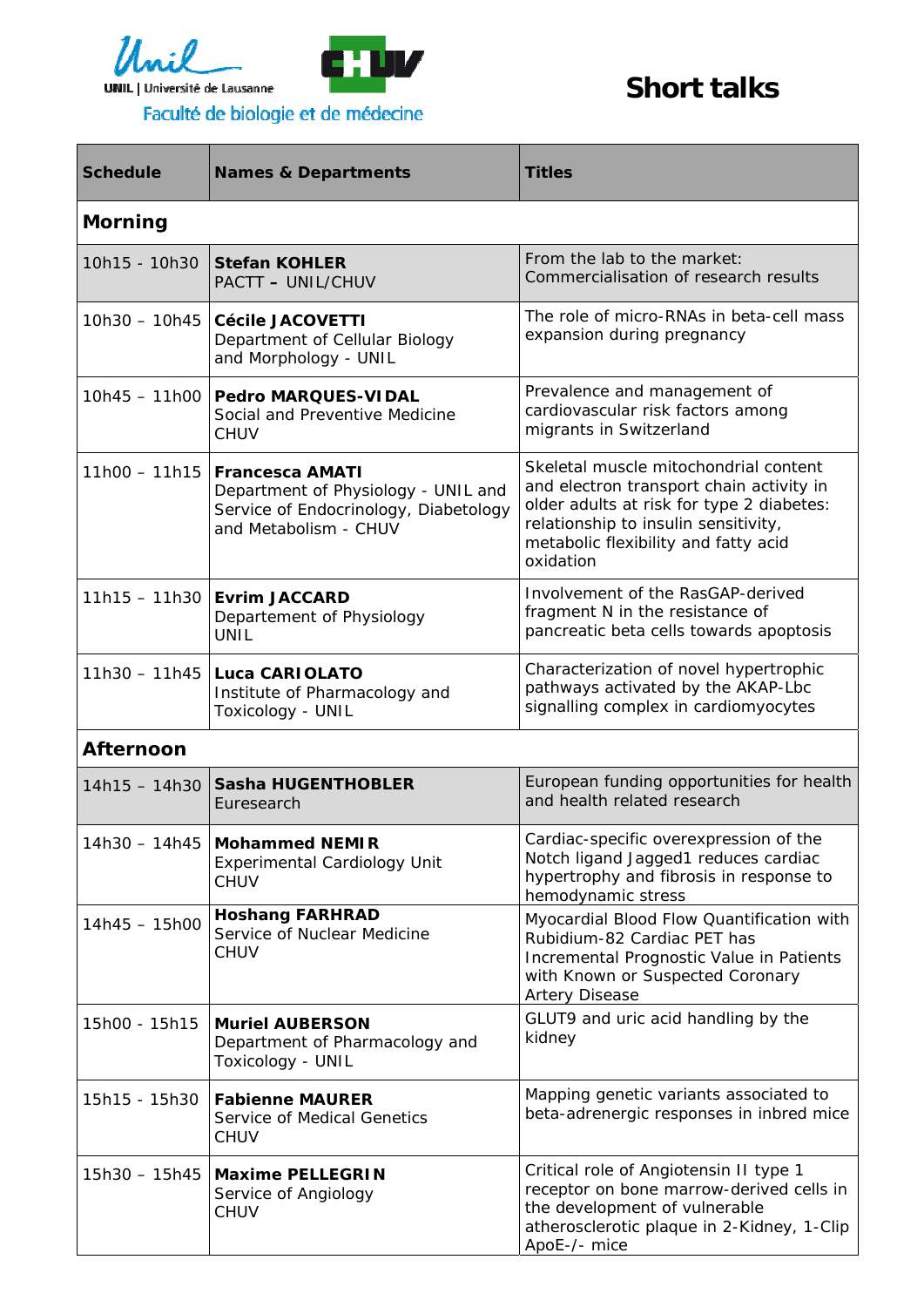UNIL | Université de Lausanne

Faculté de biologie et de médecine

# Short talks

| Schedule | Names & Departments | Titles |
|---|---|---|
| **Morning** | | |
| 10h15 - 10h30 | **Stefan KOHLER** PACTT – UNIL/CHUV | From the lab to the market: Commercialisation of research results |
| 10h30 – 10h45 | **Cécile JACOVETTI** Department of Cellular Biology and Morphology - UNIL | The role of micro-RNAs in beta-cell mass expansion during pregnancy |
| 10h45 – 11h00 | **Pedro MARQUES-VIDAL** Social and Preventive Medicine CHUV | Prevalence and management of cardiovascular risk factors among migrants in Switzerland |
| 11h00 – 11h15 | **Francesca AMATI** Department of Physiology - UNIL and Service of Endocrinology, Diabetology and Metabolism - CHUV | Skeletal muscle mitochondrial content and electron transport chain activity in older adults at risk for type 2 diabetes: relationship to insulin sensitivity, metabolic flexibility and fatty acid oxidation |
| 11h15 – 11h30 | **Evrim JACCARD** Departement of Physiology UNIL | Involvement of the RasGAP-derived fragment N in the resistance of pancreatic beta cells towards apoptosis |
| 11h30 – 11h45 | **Luca CARIOLATO** Institute of Pharmacology and Toxicology - UNIL | Characterization of novel hypertrophic pathways activated by the AKAP-Lbc signalling complex in cardiomyocytes |
| **Afternoon** | | |
| 14h15 – 14h30 | **Sasha HUGENTHOBLER** Euresearch | European funding opportunities for health and health related research |
| 14h30 – 14h45 | **Mohammed NEMIR** Experimental Cardiology Unit CHUV | Cardiac-specific overexpression of the Notch ligand Jagged1 reduces cardiac hypertrophy and fibrosis in response to hemodynamic stress |
| 14h45 – 15h00 | **Hoshang FARHRAD** Service of Nuclear Medicine CHUV | Myocardial Blood Flow Quantification with Rubidium-82 Cardiac PET has Incremental Prognostic Value in Patients with Known or Suspected Coronary Artery Disease |
| 15h00 - 15h15 | **Muriel AUBERSON** Department of Pharmacology and Toxicology - UNIL | GLUT9 and uric acid handling by the kidney |
| 15h15 - 15h30 | **Fabienne MAURER** Service of Medical Genetics CHUV | Mapping genetic variants associated to beta-adrenergic responses in inbred mice |
| 15h30 – 15h45 | **Maxime PELLEGRIN** Service of Angiology CHUV | Critical role of Angiotensin II type 1 receptor on bone marrow-derived cells in the development of vulnerable atherosclerotic plaque in 2-Kidney, 1-Clip ApoE-/- mice |